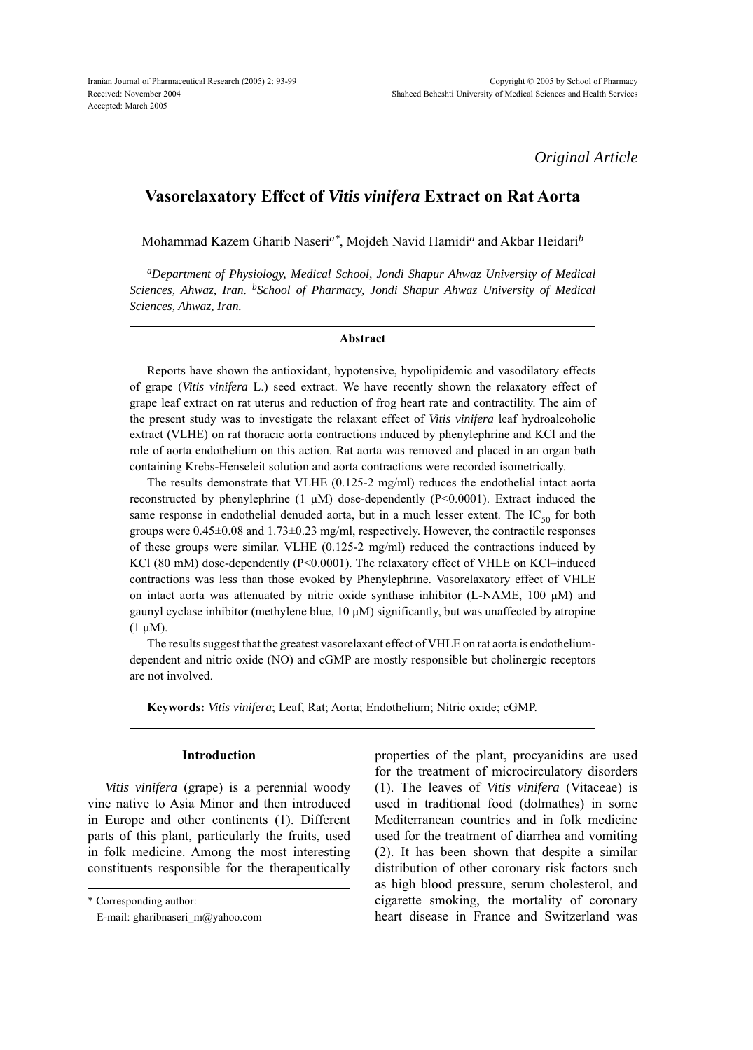*Original Article*

# Vasorelaxatory Effect of *Vitis vinifera* Extract on Rat Aorta

Mohammad Kazem Gharib Naseri[a*], Mojdeh Navid Hamidi[a] and Akbar Heidari[b]

[a]*Department of Physiology, Medical School, Jondi Shapur Ahwaz University of Medical Sciences, Ahwaz, Iran.* [b]*School of Pharmacy, Jondi Shapur Ahwaz University of Medical Sciences, Ahwaz, Iran.*

## Abstract

Reports have shown the antioxidant, hypotensive, hypolipidemic and vasodilatory effects of grape (*Vitis vinifera* L.) seed extract. We have recently shown the relaxatory effect of grape leaf extract on rat uterus and reduction of frog heart rate and contractility. The aim of the present study was to investigate the relaxant effect of *Vitis vinifera* leaf hydroalcoholic extract (VLHE) on rat thoracic aorta contractions induced by phenylephrine and KCl and the role of aorta endothelium on this action. Rat aorta was removed and placed in an organ bath containing Krebs-Henseleit solution and aorta contractions were recorded isometrically.

The results demonstrate that VLHE (0.125-2 mg/ml) reduces the endothelial intact aorta reconstructed by phenylephrine (1 μM) dose-dependently ($P<0.0001$). Extract induced the same response in endothelial denuded aorta, but in a much lesser extent. The $IC_{50}$ for both groups were 0.45±0.08 and 1.73±0.23 mg/ml, respectively. However, the contractile responses of these groups were similar. VLHE (0.125-2 mg/ml) reduced the contractions induced by KCl (80 mM) dose-dependently ($P<0.0001$). The relaxatory effect of VHLE on KCl–induced contractions was less than those evoked by Phenylephrine. Vasorelaxatory effect of VHLE on intact aorta was attenuated by nitric oxide synthase inhibitor (L-NAME, 100 μM) and gaunyl cyclase inhibitor (methylene blue, 10 μM) significantly, but was unaffected by atropine (1 μM).

The results suggest that the greatest vasorelaxant effect of VHLE on rat aorta is endothelium-dependent and nitric oxide (NO) and cGMP are mostly responsible but cholinergic receptors are not involved.

**Keywords:** *Vitis vinifera*; Leaf, Rat; Aorta; Endothelium; Nitric oxide; cGMP.

## Introduction

*Vitis vinifera* (grape) is a perennial woody vine native to Asia Minor and then introduced in Europe and other continents (1). Different parts of this plant, particularly the fruits, used in folk medicine. Among the most interesting constituents responsible for the therapeutically properties of the plant, procyanidins are used for the treatment of microcirculatory disorders (1). The leaves of *Vitis vinifera* (Vitaceae) is used in traditional food (dolmathes) in some Mediterranean countries and in folk medicine used for the treatment of diarrhea and vomiting (2). It has been shown that despite a similar distribution of other coronary risk factors such as high blood pressure, serum cholesterol, and cigarette smoking, the mortality of coronary heart disease in France and Switzerland was

\* Corresponding author:
E-mail: gharibnaseri_m@yahoo.com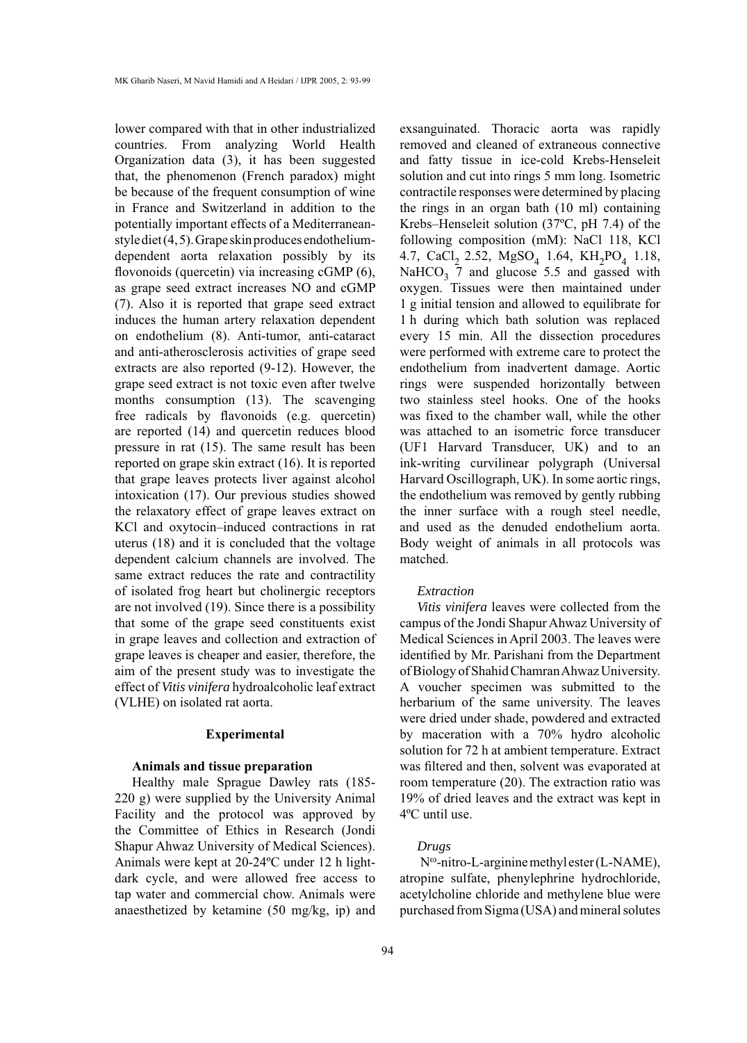lower compared with that in other industrialized countries. From analyzing World Health Organization data (3), it has been suggested that, the phenomenon (French paradox) might be because of the frequent consumption of wine in France and Switzerland in addition to the potentially important effects of a Mediterranean-style diet (4, 5). Grape skin produces endothelium-dependent aorta relaxation possibly by its flovonoids (quercetin) via increasing cGMP (6), as grape seed extract increases NO and cGMP (7). Also it is reported that grape seed extract induces the human artery relaxation dependent on endothelium (8). Anti-tumor, anti-cataract and anti-atherosclerosis activities of grape seed extracts are also reported (9-12). However, the grape seed extract is not toxic even after twelve months consumption (13). The scavenging free radicals by flavonoids (e.g. quercetin) are reported (14) and quercetin reduces blood pressure in rat (15). The same result has been reported on grape skin extract (16). It is reported that grape leaves protects liver against alcohol intoxication (17). Our previous studies showed the relaxatory effect of grape leaves extract on KCl and oxytocin–induced contractions in rat uterus (18) and it is concluded that the voltage dependent calcium channels are involved. The same extract reduces the rate and contractility of isolated frog heart but cholinergic receptors are not involved (19). Since there is a possibility that some of the grape seed constituents exist in grape leaves and collection and extraction of grape leaves is cheaper and easier, therefore, the aim of the present study was to investigate the effect of *Vitis vinifera* hydroalcoholic leaf extract (VLHE) on isolated rat aorta.

## Experimental

### Animals and tissue preparation

Healthy male Sprague Dawley rats (185-220 g) were supplied by the University Animal Facility and the protocol was approved by the Committee of Ethics in Research (Jondi Shapur Ahwaz University of Medical Sciences). Animals were kept at 20-24ºC under 12 h light-dark cycle, and were allowed free access to tap water and commercial chow. Animals were anaesthetized by ketamine (50 mg/kg, ip) and exsanguinated. Thoracic aorta was rapidly removed and cleaned of extraneous connective and fatty tissue in ice-cold Krebs-Henseleit solution and cut into rings 5 mm long. Isometric contractile responses were determined by placing the rings in an organ bath (10 ml) containing Krebs–Henseleit solution (37ºC, pH 7.4) of the following composition (mM): NaCl 118, KCl 4.7, $CaCl_2$ 2.52, $MgSO_4$ 1.64, $KH_2PO_4$ 1.18, $NaHCO_3$ 7 and glucose 5.5 and gassed with oxygen. Tissues were then maintained under 1 g initial tension and allowed to equilibrate for 1 h during which bath solution was replaced every 15 min. All the dissection procedures were performed with extreme care to protect the endothelium from inadvertent damage. Aortic rings were suspended horizontally between two stainless steel hooks. One of the hooks was fixed to the chamber wall, while the other was attached to an isometric force transducer (UF1 Harvard Transducer, UK) and to an ink-writing curvilinear polygraph (Universal Harvard Oscillograph, UK). In some aortic rings, the endothelium was removed by gently rubbing the inner surface with a rough steel needle, and used as the denuded endothelium aorta. Body weight of animals in all protocols was matched.

### *Extraction*

*Vitis vinifera* leaves were collected from the campus of the Jondi Shapur Ahwaz University of Medical Sciences in April 2003. The leaves were identified by Mr. Parishani from the Department of Biology of Shahid Chamran Ahwaz University. A voucher specimen was submitted to the herbarium of the same university. The leaves were dried under shade, powdered and extracted by maceration with a 70% hydro alcoholic solution for 72 h at ambient temperature. Extract was filtered and then, solvent was evaporated at room temperature (20). The extraction ratio was 19% of dried leaves and the extract was kept in 4ºC until use.

### *Drugs*

$N^{\omega}$-nitro-L-arginine methyl ester (L-NAME), atropine sulfate, phenylephrine hydrochloride, acetylcholine chloride and methylene blue were purchased from Sigma (USA) and mineral solutes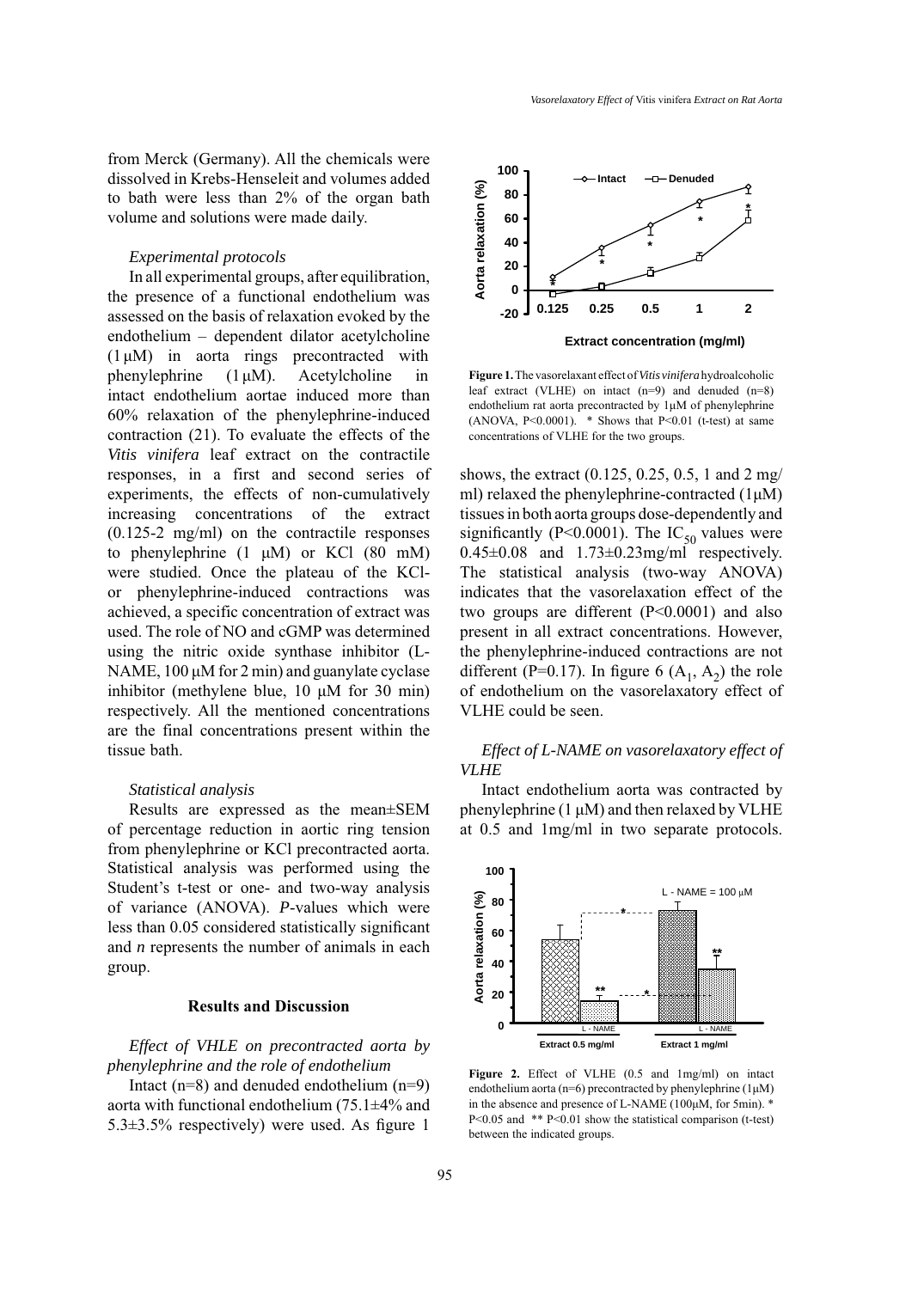from Merck (Germany). All the chemicals were dissolved in Krebs-Henseleit and volumes added to bath were less than 2% of the organ bath volume and solutions were made daily.

### *Experimental protocols*

In all experimental groups, after equilibration, the presence of a functional endothelium was assessed on the basis of relaxation evoked by the endothelium – dependent dilator acetylcholine (1 μM) in aorta rings precontracted with phenylephrine (1 μM). Acetylcholine in intact endothelium aortae induced more than 60% relaxation of the phenylephrine-induced contraction (21). To evaluate the effects of the *Vitis vinifera* leaf extract on the contractile responses, in a first and second series of experiments, the effects of non-cumulatively increasing concentrations of the extract (0.125-2 mg/ml) on the contractile responses to phenylephrine (1 μM) or KCl (80 mM) were studied. Once the plateau of the KCl- or phenylephrine-induced contractions was achieved, a specific concentration of extract was used. The role of NO and cGMP was determined using the nitric oxide synthase inhibitor (L-NAME, 100 μM for 2 min) and guanylate cyclase inhibitor (methylene blue, 10 μM for 30 min) respectively. All the mentioned concentrations are the final concentrations present within the tissue bath.

### *Statistical analysis*

Results are expressed as the mean±SEM of percentage reduction in aortic ring tension from phenylephrine or KCl precontracted aorta. Statistical analysis was performed using the Student's t-test or one- and two-way analysis of variance (ANOVA). *P*-values which were less than 0.05 considered statistically significant and *n* represents the number of animals in each group.

## Results and Discussion

### *Effect of VHLE on precontracted aorta by phenylephrine and the role of endothelium*

Intact (n=8) and denuded endothelium (n=9) aorta with functional endothelium (75.1±4% and 5.3±3.5% respectively) were used. As figure 1 shows, the extract (0.125, 0.25, 0.5, 1 and 2 mg/ml) relaxed the phenylephrine-contracted (1μM) tissues in both aorta groups dose-dependently and significantly (P<0.0001). The $IC_{50}$ values were 0.45±0.08 and 1.73±0.23mg/ml respectively. The statistical analysis (two-way ANOVA) indicates that the vasorelaxation effect of the two groups are different (P<0.0001) and also present in all extract concentrations. However, the phenylephrine-induced contractions are not different (P=0.17). In figure 6 ($A_1$, $A_2$) the role of endothelium on the vasorelaxatory effect of VLHE could be seen.

**Figure 1.** The vasorelaxant effect of *Vitis vinifera* hydroalcoholic leaf extract (VLHE) on intact (n=9) and denuded (n=8) endothelium rat aorta precontracted by 1μM of phenylephrine (ANOVA, P<0.0001). * Shows that P<0.01 (t-test) at same concentrations of VLHE for the two groups.

### *Effect of L-NAME on vasorelaxatory effect of VLHE*

Intact endothelium aorta was contracted by phenylephrine (1 μM) and then relaxed by VLHE at 0.5 and 1mg/ml in two separate protocols.

**Figure 2.** Effect of VLHE (0.5 and 1mg/ml) on intact endothelium aorta (n=6) precontracted by phenylephrine (1μM) in the absence and presence of L-NAME (100μM, for 5min). * P<0.05 and ** P<0.01 show the statistical comparison (t-test) between the indicated groups.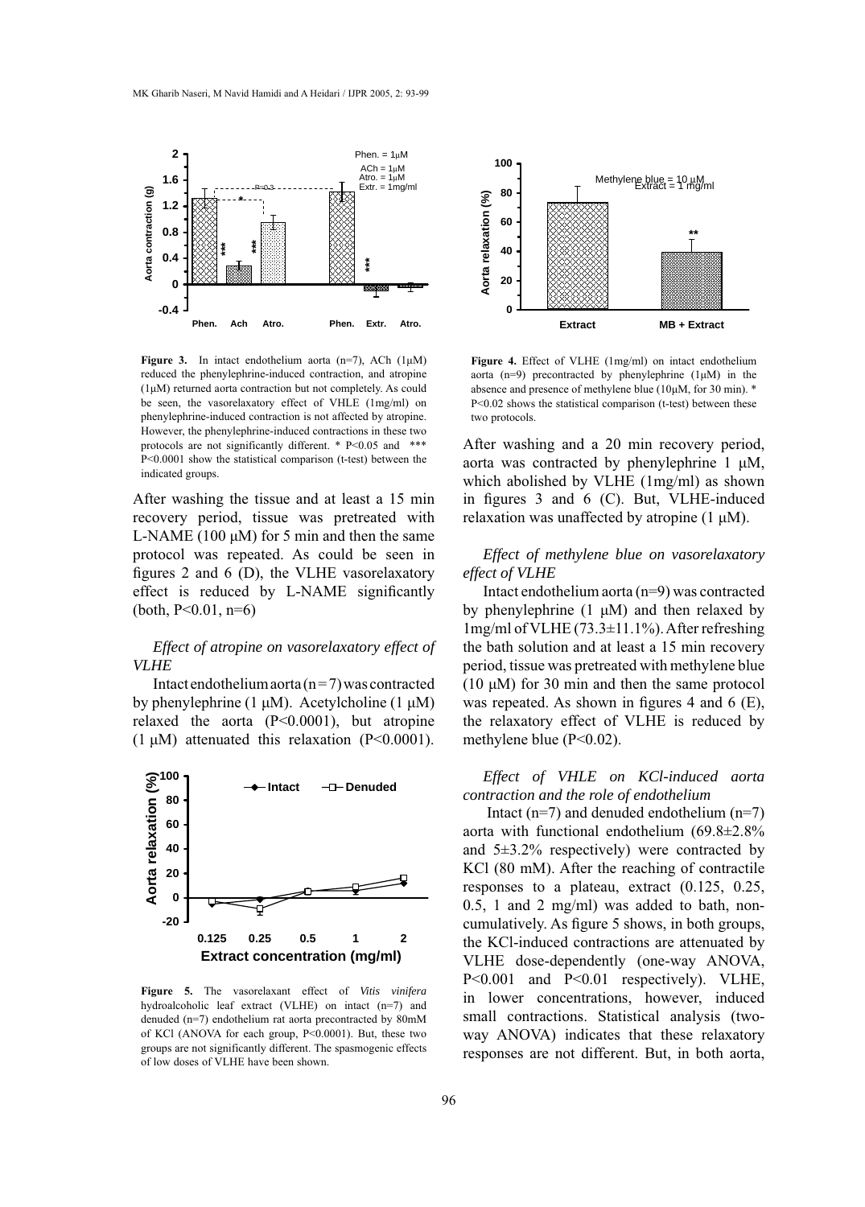**Figure 3.** In intact endothelium aorta (n=7), ACh (1μM) reduced the phenylephrine-induced contraction, and atropine (1μM) returned aorta contraction but not completely. As could be seen, the vasorelaxatory effect of VHLE (1mg/ml) on phenylephrine-induced contraction is not affected by atropine. However, the phenylephrine-induced contractions in these two protocols are not significantly different. * P<0.05 and *** P<0.0001 show the statistical comparison (t-test) between the indicated groups.

After washing the tissue and at least a 15 min recovery period, tissue was pretreated with L-NAME (100 μM) for 5 min and then the same protocol was repeated. As could be seen in figures 2 and 6 (D), the VLHE vasorelaxatory effect is reduced by L-NAME significantly (both, P<0.01, n=6)

### *Effect of atropine on vasorelaxatory effect of VLHE*

Intact endothelium aorta (n=7) was contracted by phenylephrine (1 μM). Acetylcholine (1 μM) relaxed the aorta (P<0.0001), but atropine (1 μM) attenuated this relaxation (P<0.0001).

**Figure 5.** The vasorelaxant effect of *Vitis vinifera* hydroalcoholic leaf extract (VLHE) on intact (n=7) and denuded (n=7) endothelium rat aorta precontracted by 80mM of KCl (ANOVA for each group, P<0.0001). But, these two groups are not significantly different. The spasmogenic effects of low doses of VLHE have been shown.

**Figure 4.** Effect of VLHE (1mg/ml) on intact endothelium aorta (n=9) precontracted by phenylephrine (1μM) in the absence and presence of methylene blue (10μM, for 30 min). * P<0.02 shows the statistical comparison (t-test) between these two protocols.

After washing and a 20 min recovery period, aorta was contracted by phenylephrine 1 μM, which abolished by VLHE (1mg/ml) as shown in figures 3 and 6 (C). But, VLHE-induced relaxation was unaffected by atropine (1 μM).

### *Effect of methylene blue on vasorelaxatory effect of VLHE*

Intact endothelium aorta (n=9) was contracted by phenylephrine (1 μM) and then relaxed by 1mg/ml of VLHE (73.3±11.1%). After refreshing the bath solution and at least a 15 min recovery period, tissue was pretreated with methylene blue (10 μM) for 30 min and then the same protocol was repeated. As shown in figures 4 and 6 (E), the relaxatory effect of VLHE is reduced by methylene blue (P<0.02).

### *Effect of VHLE on KCl-induced aorta contraction and the role of endothelium*

Intact (n=7) and denuded endothelium (n=7) aorta with functional endothelium (69.8±2.8% and 5±3.2% respectively) were contracted by KCl (80 mM). After the reaching of contractile responses to a plateau, extract (0.125, 0.25, 0.5, 1 and 2 mg/ml) was added to bath, non-cumulatively. As figure 5 shows, in both groups, the KCl-induced contractions are attenuated by VLHE dose-dependently (one-way ANOVA, P<0.001 and P<0.01 respectively). VLHE, in lower concentrations, however, induced small contractions. Statistical analysis (two-way ANOVA) indicates that these relaxatory responses are not different. But, in both aorta,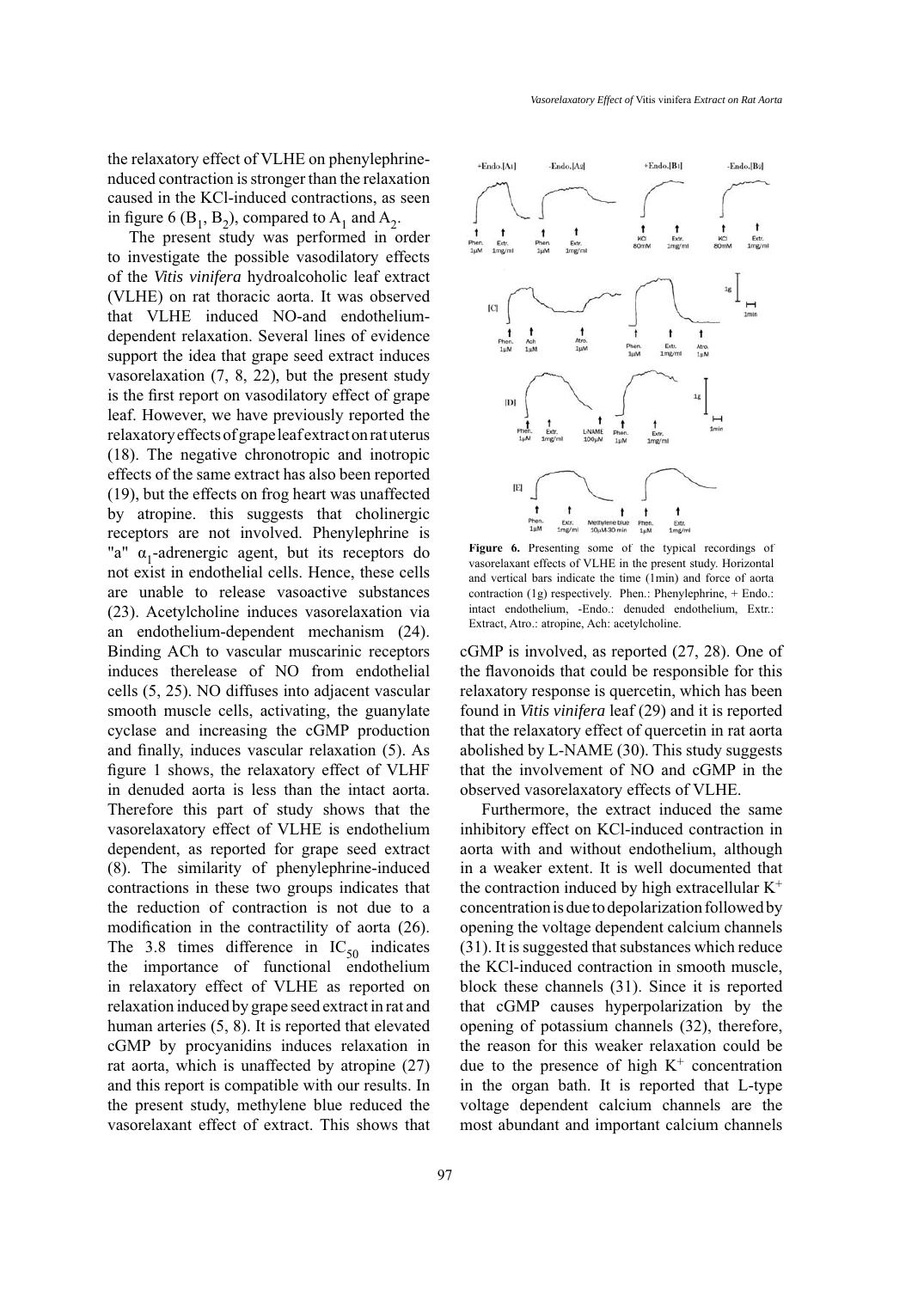the relaxatory effect of VLHE on phenylephrine-nduced contraction is stronger than the relaxation caused in the KCl-induced contractions, as seen in figure 6 ($B_1$, $B_2$), compared to $A_1$ and $A_2$.

The present study was performed in order to investigate the possible vasodilatory effects of the *Vitis vinifera* hydroalcoholic leaf extract (VLHE) on rat thoracic aorta. It was observed that VLHE induced NO-and endothelium-dependent relaxation. Several lines of evidence support the idea that grape seed extract induces vasorelaxation (7, 8, 22), but the present study is the first report on vasodilatory effect of grape leaf. However, we have previously reported the relaxatory effects of grape leaf extract on rat uterus (18). The negative chronotropic and inotropic effects of the same extract has also been reported (19), but the effects on frog heart was unaffected by atropine. this suggests that cholinergic receptors are not involved. Phenylephrine is "a" $\alpha_1$-adrenergic agent, but its receptors do not exist in endothelial cells. Hence, these cells are unable to release vasoactive substances (23). Acetylcholine induces vasorelaxation via an endothelium-dependent mechanism (24). Binding ACh to vascular muscarinic receptors induces therelease of NO from endothelial cells (5, 25). NO diffuses into adjacent vascular smooth muscle cells, activating, the guanylate cyclase and increasing the cGMP production and finally, induces vascular relaxation (5). As figure 1 shows, the relaxatory effect of VLHF in denuded aorta is less than the intact aorta. Therefore this part of study shows that the vasorelaxatory effect of VLHE is endothelium dependent, as reported for grape seed extract (8). The similarity of phenylephrine-induced contractions in these two groups indicates that the reduction of contraction is not due to a modification in the contractility of aorta (26). The 3.8 times difference in $IC_{50}$ indicates the importance of functional endothelium in relaxatory effect of VLHE as reported on relaxation induced by grape seed extract in rat and human arteries (5, 8). It is reported that elevated cGMP by procyanidins induces relaxation in rat aorta, which is unaffected by atropine (27) and this report is compatible with our results. In the present study, methylene blue reduced the vasorelaxant effect of extract. This shows that cGMP is involved, as reported (27, 28). One of the flavonoids that could be responsible for this relaxatory response is quercetin, which has been found in *Vitis vinifera* leaf (29) and it is reported that the relaxatory effect of quercetin in rat aorta abolished by L-NAME (30). This study suggests that the involvement of NO and cGMP in the observed vasorelaxatory effects of VLHE.

**Figure 6.** Presenting some of the typical recordings of vasorelaxant effects of VLHE in the present study. Horizontal and vertical bars indicate the time (1min) and force of aorta contraction (1g) respectively. Phen.: Phenylephrine, + Endo.: intact endothelium, -Endo.: denuded endothelium, Extr.: Extract, Atro.: atropine, Ach: acetylcholine.

Furthermore, the extract induced the same inhibitory effect on KCl-induced contraction in aorta with and without endothelium, although in a weaker extent. It is well documented that the contraction induced by high extracellular $K^+$ concentration is due to depolarization followed by opening the voltage dependent calcium channels (31). It is suggested that substances which reduce the KCl-induced contraction in smooth muscle, block these channels (31). Since it is reported that cGMP causes hyperpolarization by the opening of potassium channels (32), therefore, the reason for this weaker relaxation could be due to the presence of high $K^+$ concentration in the organ bath. It is reported that L-type voltage dependent calcium channels are the most abundant and important calcium channels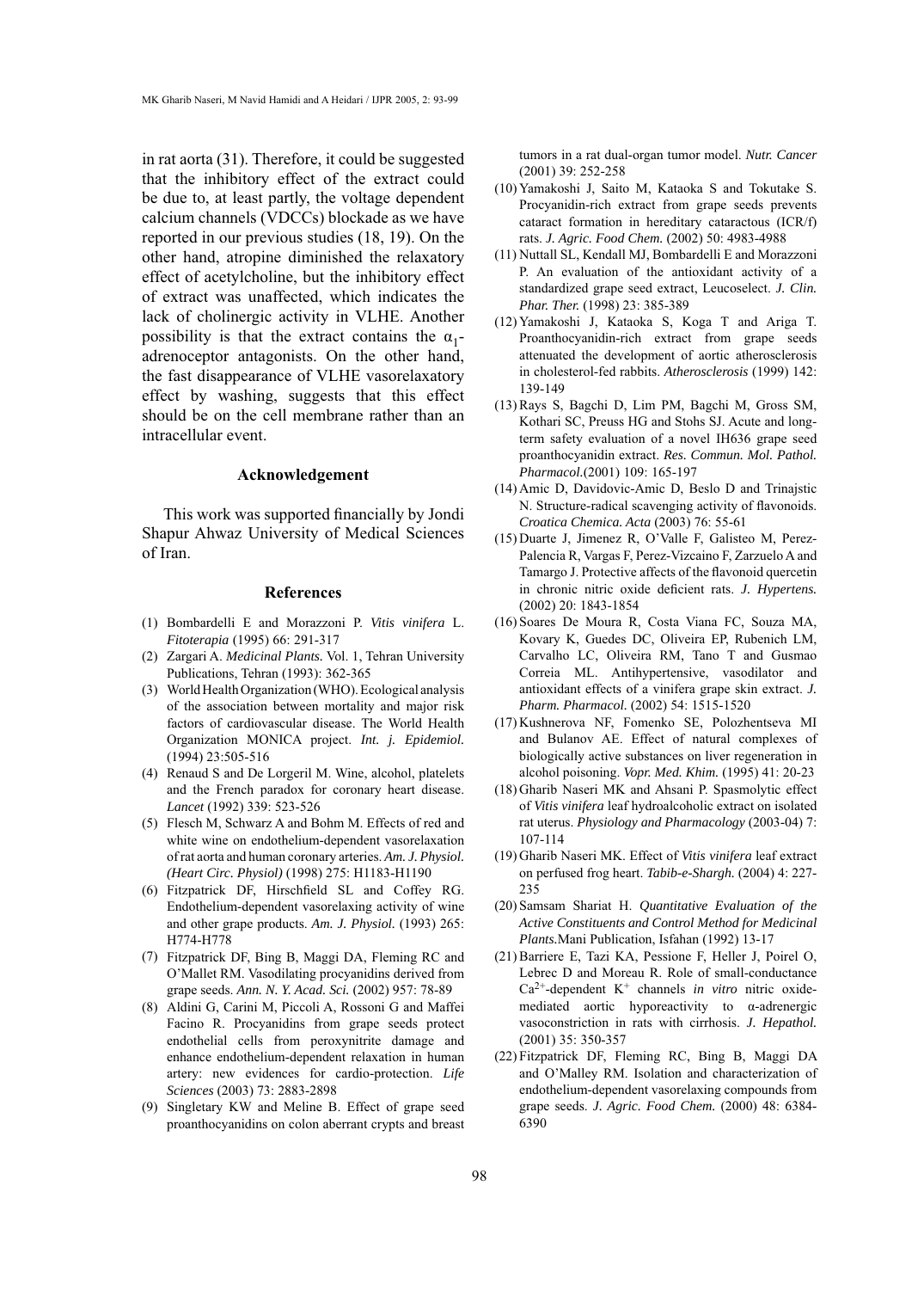in rat aorta (31). Therefore, it could be suggested that the inhibitory effect of the extract could be due to, at least partly, the voltage dependent calcium channels (VDCCs) blockade as we have reported in our previous studies (18, 19). On the other hand, atropine diminished the relaxatory effect of acetylcholine, but the inhibitory effect of extract was unaffected, which indicates the lack of cholinergic activity in VLHE. Another possibility is that the extract contains the $\alpha_1$-adrenoceptor antagonists. On the other hand, the fast disappearance of VLHE vasorelaxatory effect by washing, suggests that this effect should be on the cell membrane rather than an intracellular event.

## Acknowledgement

This work was supported financially by Jondi Shapur Ahwaz University of Medical Sciences of Iran.

## References

(1) Bombardelli E and Morazzoni P. *Vitis vinifera* L. *Fitoterapia* (1995) 66: 291-317

(2) Zargari A. *Medicinal Plants.* Vol. 1, Tehran University Publications, Tehran (1993): 362-365

(3) World Health Organization (WHO). Ecological analysis of the association between mortality and major risk factors of cardiovascular disease. The World Health Organization MONICA project. *Int. j. Epidemiol.* (1994) 23:505-516

(4) Renaud S and De Lorgeril M. Wine, alcohol, platelets and the French paradox for coronary heart disease. *Lancet* (1992) 339: 523-526

(5) Flesch M, Schwarz A and Bohm M. Effects of red and white wine on endothelium-dependent vasorelaxation of rat aorta and human coronary arteries. *Am. J. Physiol. (Heart Circ. Physiol)* (1998) 275: H1183-H1190

(6) Fitzpatrick DF, Hirschfield SL and Coffey RG. Endothelium-dependent vasorelaxing activity of wine and other grape products. *Am. J. Physiol.* (1993) 265: H774-H778

(7) Fitzpatrick DF, Bing B, Maggi DA, Fleming RC and O'Mallet RM. Vasodilating procyanidins derived from grape seeds. *Ann. N. Y. Acad. Sci.* (2002) 957: 78-89

(8) Aldini G, Carini M, Piccoli A, Rossoni G and Maffei Facino R. Procyanidins from grape seeds protect endothelial cells from peroxynitrite damage and enhance endothelium-dependent relaxation in human artery: new evidences for cardio-protection. *Life Sciences* (2003) 73: 2883-2898

(9) Singletary KW and Meline B. Effect of grape seed proanthocyanidins on colon aberrant crypts and breast tumors in a rat dual-organ tumor model. *Nutr. Cancer* (2001) 39: 252-258

(10) Yamakoshi J, Saito M, Kataoka S and Tokutake S. Procyanidin-rich extract from grape seeds prevents cataract formation in hereditary cataractous (ICR/f) rats. *J. Agric. Food Chem.* (2002) 50: 4983-4988

(11) Nuttall SL, Kendall MJ, Bombardelli E and Morazzoni P. An evaluation of the antioxidant activity of a standardized grape seed extract, Leucoselect. *J. Clin. Phar. Ther.* (1998) 23: 385-389

(12) Yamakoshi J, Kataoka S, Koga T and Ariga T. Proanthocyanidin-rich extract from grape seeds attenuated the development of aortic atherosclerosis in cholesterol-fed rabbits. *Atherosclerosis* (1999) 142: 139-149

(13) Rays S, Bagchi D, Lim PM, Bagchi M, Gross SM, Kothari SC, Preuss HG and Stohs SJ. Acute and long-term safety evaluation of a novel IH636 grape seed proanthocyanidin extract. *Res. Commun. Mol. Pathol. Pharmacol.*(2001) 109: 165-197

(14) Amic D, Davidovic-Amic D, Beslo D and Trinajstic N. Structure-radical scavenging activity of flavonoids. *Croatica Chemica. Acta* (2003) 76: 55-61

(15) Duarte J, Jimenez R, O'Valle F, Galisteo M, Perez-Palencia R, Vargas F, Perez-Vizcaino F, Zarzuelo A and Tamargo J. Protective affects of the flavonoid quercetin in chronic nitric oxide deficient rats. *J. Hypertens.* (2002) 20: 1843-1854

(16) Soares De Moura R, Costa Viana FC, Souza MA, Kovary K, Guedes DC, Oliveira EP, Rubenich LM, Carvalho LC, Oliveira RM, Tano T and Gusmao Correia ML. Antihypertensive, vasodilator and antioxidant effects of a vinifera grape skin extract. *J. Pharm. Pharmacol.* (2002) 54: 1515-1520

(17) Kushnerova NF, Fomenko SE, Polozhentseva MI and Bulanov AE. Effect of natural complexes of biologically active substances on liver regeneration in alcohol poisoning. *Vopr. Med. Khim.* (1995) 41: 20-23

(18) Gharib Naseri MK and Ahsani P. Spasmolytic effect of *Vitis vinifera* leaf hydroalcoholic extract on isolated rat uterus. *Physiology and Pharmacology* (2003-04) 7: 107-114

(19) Gharib Naseri MK. Effect of *Vitis vinifera* leaf extract on perfused frog heart. *Tabib-e-Shargh.* (2004) 4: 227-235

(20) Samsam Shariat H. *Quantitative Evaluation of the Active Constituents and Control Method for Medicinal Plants.* Mani Publication, Isfahan (1992) 13-17

(21) Barriere E, Tazi KA, Pessione F, Heller J, Poirel O, Lebrec D and Moreau R. Role of small-conductance $Ca^{2+}$-dependent $K^{+}$ channels *in vitro* nitric oxide-mediated aortic hyporeactivity to α-adrenergic vasoconstriction in rats with cirrhosis. *J. Hepathol.* (2001) 35: 350-357

(22) Fitzpatrick DF, Fleming RC, Bing B, Maggi DA and O'Malley RM. Isolation and characterization of endothelium-dependent vasorelaxing compounds from grape seeds. *J. Agric. Food Chem.* (2000) 48: 6384-6390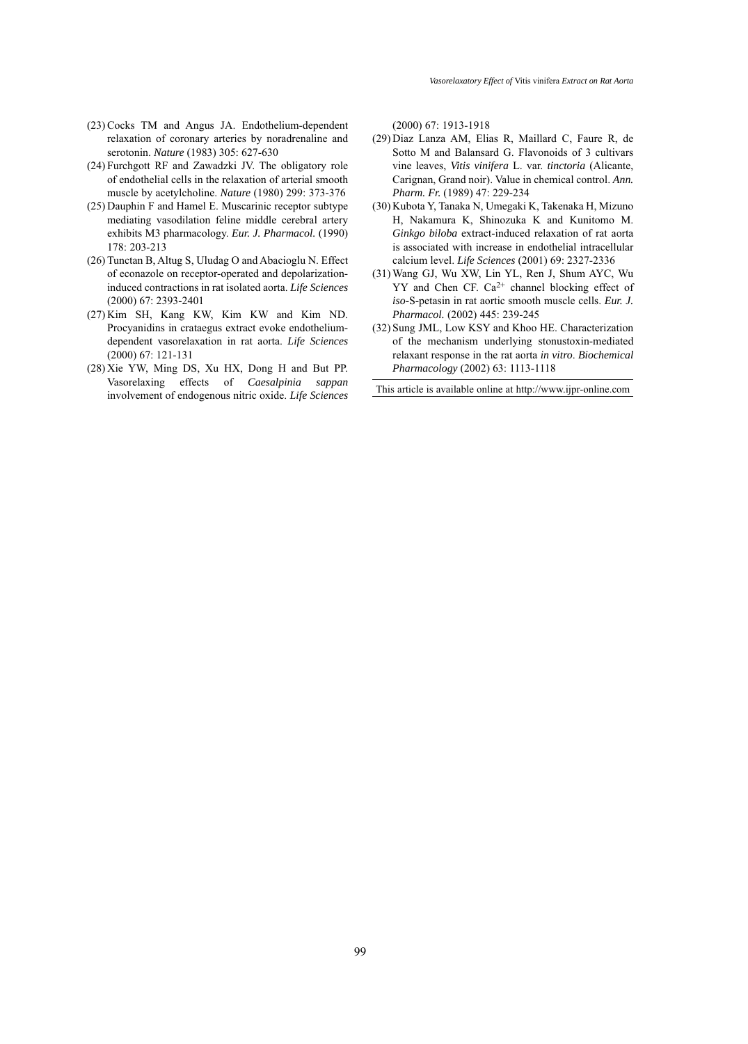(23) Cocks TM and Angus JA. Endothelium-dependent relaxation of coronary arteries by noradrenaline and serotonin. *Nature* (1983) 305: 627-630

(24) Furchgott RF and Zawadzki JV. The obligatory role of endothelial cells in the relaxation of arterial smooth muscle by acetylcholine. *Nature* (1980) 299: 373-376

(25) Dauphin F and Hamel E. Muscarinic receptor subtype mediating vasodilation feline middle cerebral artery exhibits M3 pharmacology. *Eur. J. Pharmacol.* (1990) 178: 203-213

(26) Tunctan B, Altug S, Uludag O and Abacioglu N. Effect of econazole on receptor-operated and depolarization-induced contractions in rat isolated aorta. *Life Sciences* (2000) 67: 2393-2401

(27) Kim SH, Kang KW, Kim KW and Kim ND. Procyanidins in crataegus extract evoke endothelium-dependent vasorelaxation in rat aorta. *Life Sciences* (2000) 67: 121-131

(28) Xie YW, Ming DS, Xu HX, Dong H and But PP. Vasorelaxing effects of *Caesalpinia sappan* involvement of endogenous nitric oxide. *Life Sciences* (2000) 67: 1913-1918

(29) Diaz Lanza AM, Elias R, Maillard C, Faure R, de Sotto M and Balansard G. Flavonoids of 3 cultivars vine leaves, *Vitis vinifera* L. var. *tinctoria* (Alicante, Carignan, Grand noir). Value in chemical control. *Ann. Pharm. Fr.* (1989) 47: 229-234

(30) Kubota Y, Tanaka N, Umegaki K, Takenaka H, Mizuno H, Nakamura K, Shinozuka K and Kunitomo M. *Ginkgo biloba* extract-induced relaxation of rat aorta is associated with increase in endothelial intracellular calcium level. *Life Sciences* (2001) 69: 2327-2336

(31) Wang GJ, Wu XW, Lin YL, Ren J, Shum AYC, Wu YY and Chen CF. $Ca^{2+}$ channel blocking effect of *iso*-S-petasin in rat aortic smooth muscle cells. *Eur. J. Pharmacol.* (2002) 445: 239-245

(32) Sung JML, Low KSY and Khoo HE. Characterization of the mechanism underlying stonustoxin-mediated relaxant response in the rat aorta *in vitro*. *Biochemical Pharmacology* (2002) 63: 1113-1118

This article is available online at http://www.ijpr-online.com